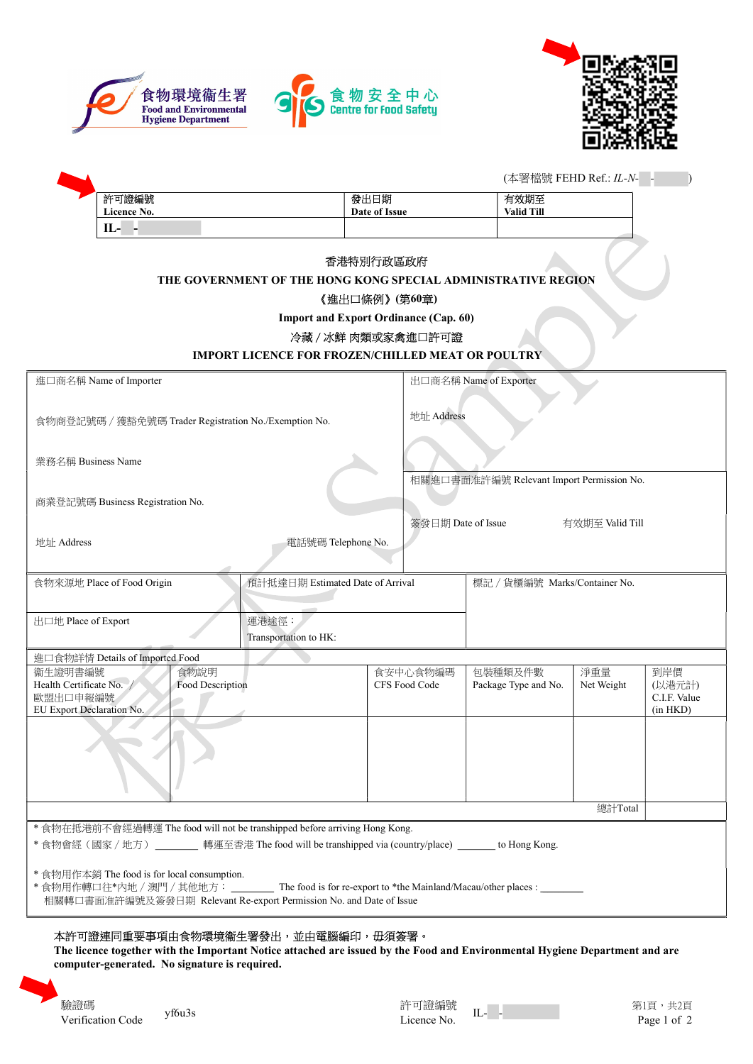食物環境衞生署
Food and Environmental Hygiene Department

食物安全中心
Centre for Food Safety

(本署檔號 FEHD Ref.: *IL-N-* - )

| 許可證編號 Licence No. | 發出日期 Date of Issue | 有效期至 Valid Till |
|---|---|---|
| IL- - | | |

# 香港特別行政區政府

# THE GOVERNMENT OF THE HONG KONG SPECIAL ADMINISTRATIVE REGION

## 《進出口條例》(第60章)

## Import and Export Ordinance (Cap. 60)

## 冷藏 / 冰鮮 肉類或家禽進口許可證

## IMPORT LICENCE FOR FROZEN/CHILLED MEAT OR POULTRY

| | |
|---|---|
| 進口商名稱 Name of Importer | 出口商名稱 Name of Exporter |
| 食物商登記號碼 / 獲豁免號碼 Trader Registration No./Exemption No. | 地址 Address |
| 業務名稱 Business Name | 相關進口書面准許編號 Relevant Import Permission No. |
| 商業登記號碼 Business Registration No. | 簽發日期 Date of Issue　　有效期至 Valid Till |
| 地址 Address　　電話號碼 Telephone No. | |

| | | |
|---|---|---|
| 食物來源地 Place of Food Origin | 預計抵達日期 Estimated Date of Arrival | 標記 / 貨櫃編號 Marks/Container No. |
| 出口地 Place of Export | 運港途徑：Transportation to HK: | |

進口食物詳情 Details of Imported Food

| 衞生證明書編號 Health Certificate No. / 歐盟出口申報編號 EU Export Declaration No. | 食物說明 Food Description | 食安中心食物編碼 CFS Food Code | 包裝種類及件數 Package Type and No. | 淨重量 Net Weight | 到岸價 (以港元計) C.I.F. Value (in HKD) |
|---|---|---|---|---|---|
| | | | | | |
| | | | | 總計Total | |

\* 食物在抵港前不會經過轉運 The food will not be transhipped before arriving Hong Kong.
\* 食物會經（國家 / 地方） ________ 轉運至香港 The food will be transhipped via (country/place) _______ to Hong Kong.

\* 食物用作本銷 The food is for local consumption.
\* 食物用作轉口往\*內地 / 澳門 / 其他地方： ________ The food is for re-export to \*the Mainland/Macau/other places : ________
相關轉口書面准許編號及簽發日期 Relevant Re-export Permission No. and Date of Issue

本許可證連同重要事項由食物環境衞生署發出，並由電腦編印，毋須簽署。
**The licence together with the Important Notice attached are issued by the Food and Environmental Hygiene Department and are computer-generated. No signature is required.**

驗證碼 Verification Code　yf6u3s　　許可證編號 Licence No.　IL- -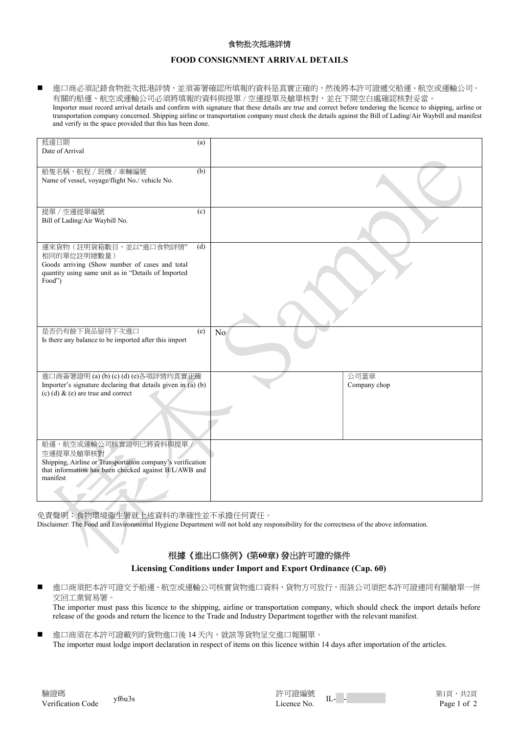## 食物批次抵港詳情

## FOOD CONSIGNMENT ARRIVAL DETAILS

- 進口商必須記錄食物批次抵港詳情，並須簽署確認所填報的資料是真實正確的，然後將本許可證遞交船運、航空或運輸公司。有關的船運、航空或運輸公司必須將填報的資料與提單／空運提單及艙單核對，並在下開空白處確認核對妥當。
  Importer must record arrival details and confirm with signature that these details are true and correct before tendering the licence to shipping, airline or transportation company concerned. Shipping airline or transportation company must check the details against the Bill of Lading/Air Waybill and manifest and verify in the space provided that this has been done.

| | | |
|---|---|---|
| 抵達日期 (a)<br>Date of Arrival | | |
| 船隻名稱，航程／班機／車輛編號 (b)<br>Name of vessel, voyage/flight No./ vehicle No. | | |
| 提單／空運提單編號 (c)<br>Bill of Lading/Air Waybill No. | | |
| 運來貨物（註明貨箱數目，並以"進口食物詳情"相同的單位註明總數量） (d)<br>Goods arriving (Show number of cases and total quantity using same unit as in "Details of Imported Food") | | |
| 是否仍有餘下貨品留待下次進口 (e)<br>Is there any balance to be imported after this import | No | |
| 進口商簽署證明 (a) (b) (c) (d) (e)各項詳情均真實正確<br>Importer's signature declaring that details given in (a) (b) (c) (d) & (e) are true and correct | | 公司蓋章<br>Company chop |
| 船運、航空或運輸公司核實證明已將資料與提單／空運提單及艙單核對<br>Shipping, Airline or Transportation company's verification that information has been checked against B/L/AWB and manifest | | |

免責聲明：食物環境衞生署就上述資料的準確性並不承擔任何責任。
Disclaimer: The Food and Environmental Hygiene Department will not hold any responsibility for the correctness of the above information.

## 根據《進出口條例》(第60章) 發出許可證的條件

## Licensing Conditions under Import and Export Ordinance (Cap. 60)

- 進口商須把本許可證交予船運、航空或運輸公司核實貨物進口資料，貨物方可放行，而該公司須把本許可證連同有關艙單一併交回工業貿易署。
  The importer must pass this licence to the shipping, airline or transportation company, which should check the import details before release of the goods and return the licence to the Trade and Industry Department together with the relevant manifest.
- 進口商須在本許可證載列的貨物進口後 14 天內，就該等貨物呈交進口報關單。
  The importer must lodge import declaration in respect of items on this licence within 14 days after importation of the articles.

驗證碼 Verification Code yf6u3s

許可證編號 Licence No. IL- -